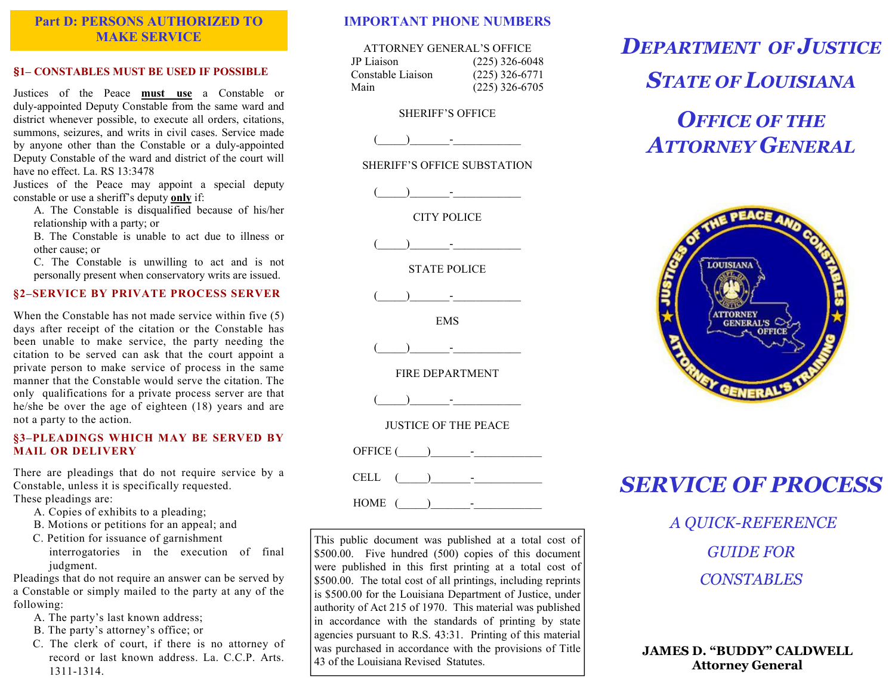## Part D: PERSONS AUTHORIZED TO MAKE SERVICE

### §1– CONSTABLES MUST BE USED IF POSSIBLE

Justices of the Peace **must use** a Constable or duly-appointed Deputy Constable from the same ward and district whenever possible, to execute all orders, citations, summons, seizures, and writs in civil cases. Service made by anyone other than the Constable or a duly-appointed Deputy Constable of the ward and district of the court will have no effect. La. RS 13:3478

Justices of the Peace may appoint a special deputy constable or use a sheriff's deputy **only** if:

A. The Constable is disqualified because of his/her relationship with a party; or

B. The Constable is unable to act due to illness or other cause; or

C. The Constable is unwilling to act and is not personally present when conservatory writs are issued.

### §2–SERVICE BY PRIVATE PROCESS SERVER

When the Constable has not made service within five (5) days after receipt of the citation or the Constable has been unable to make service, the party needing the citation to be served can ask that the court appoint a private person to make service of process in the same manner that the Constable would serve the citation. The only qualifications for a private process server are that he/she be over the age of eighteen (18) years and are not a party to the action.

### §3–PLEADINGS WHICH MAY BE SERVED BY MAIL OR DELIVERY

There are pleadings that do not require service by a Constable, unless it is specifically requested.

These pleadings are:

A. Copies of exhibits to a pleading;

B. Motions or petitions for an appeal; and

C. Petition for issuance of garnishment interrogatories in the execution of final judgment.

Pleadings that do not require an answer can be served by a Constable or simply mailed to the party at any of the following:

A. The party's last known address;

B. The party's attorney's office; or

C. The clerk of court, if there is no attorney of record or last known address. La. C.C.P. Arts. 1311-1314.

## IMPORTANT PHONE NUMBERS

ATTORNEY GENERAL'S OFFICE

| | |
|---|---|
| JP Liaison | (225) 326-6048 |
| Constable Liaison | (225) 326-6771 |
| Main | (225) 326-6705 |

SHERIFF'S OFFICE

(_____)_______-____________

SHERIFF'S OFFICE SUBSTATION

(_____)_______-____________

CITY POLICE

(_____)_______-____________

STATE POLICE

(_____)_______-____________

EMS

(_____)_______-____________

FIRE DEPARTMENT

(_____)_______-____________

JUSTICE OF THE PEACE

OFFICE (_____)_______-____________

CELL (_____)_______-____________

HOME (_____)_______-____________

This public document was published at a total cost of $500.00. Five hundred (500) copies of this document were published in this first printing at a total cost of $500.00. The total cost of all printings, including reprints is $500.00 for the Louisiana Department of Justice, under authority of Act 215 of 1970. This material was published in accordance with the standards of printing by state agencies pursuant to R.S. 43:31. Printing of this material was purchased in accordance with the provisions of Title 43 of the Louisiana Revised Statutes.

# *DEPARTMENT OF JUSTICE*

# *STATE OF LOUISIANA*

# *OFFICE OF THE ATTORNEY GENERAL*

# *SERVICE OF PROCESS*

*A QUICK-REFERENCE GUIDE FOR CONSTABLES*

**JAMES D. "BUDDY" CALDWELL**
**Attorney General**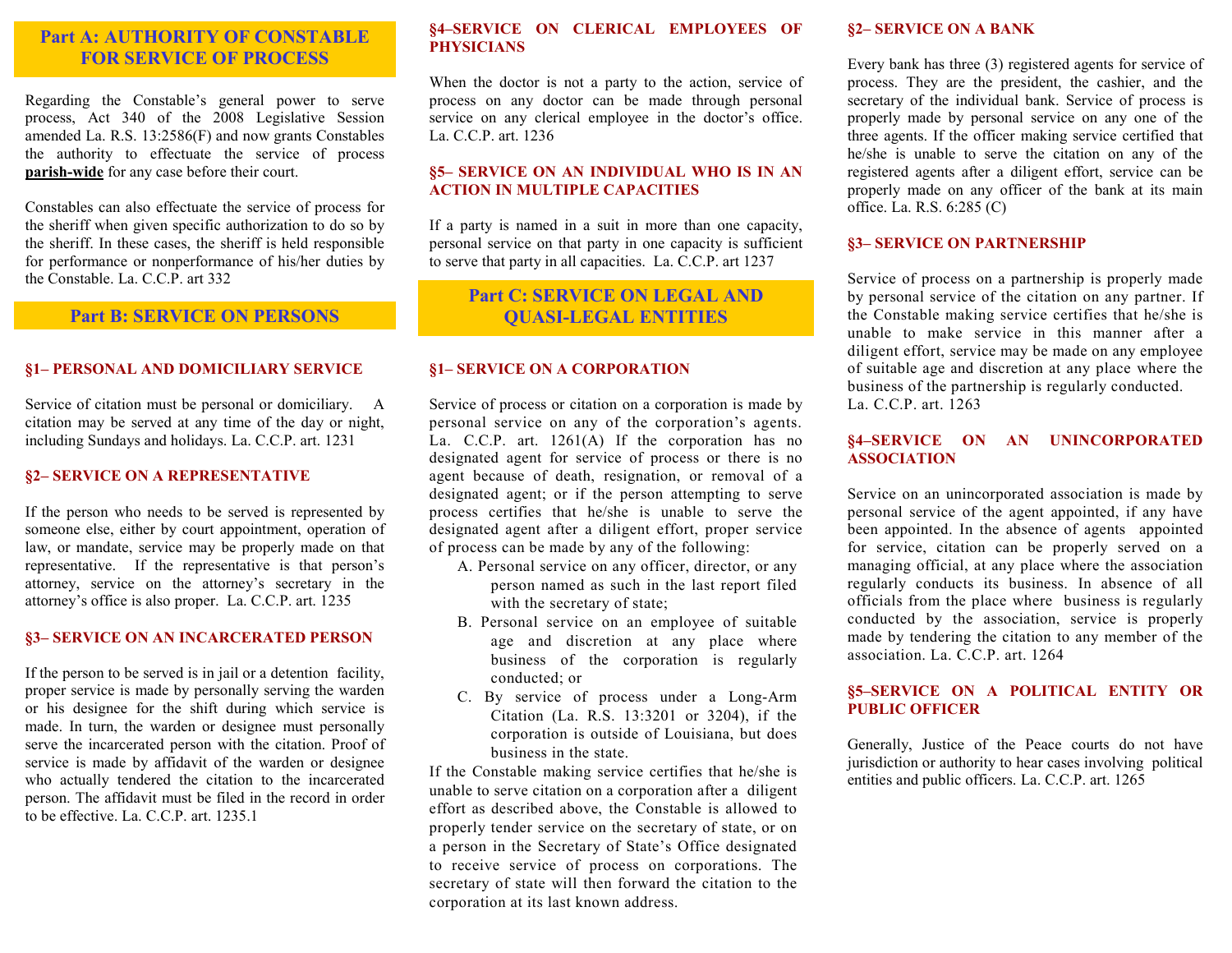## Part A: AUTHORITY OF CONSTABLE FOR SERVICE OF PROCESS

Regarding the Constable's general power to serve process, Act 340 of the 2008 Legislative Session amended La. R.S. 13:2586(F) and now grants Constables the authority to effectuate the service of process **parish-wide** for any case before their court.

Constables can also effectuate the service of process for the sheriff when given specific authorization to do so by the sheriff. In these cases, the sheriff is held responsible for performance or nonperformance of his/her duties by the Constable. La. C.C.P. art 332

## Part B: SERVICE ON PERSONS

### §1– PERSONAL AND DOMICILIARY SERVICE

Service of citation must be personal or domiciliary. A citation may be served at any time of the day or night, including Sundays and holidays. La. C.C.P. art. 1231

### §2– SERVICE ON A REPRESENTATIVE

If the person who needs to be served is represented by someone else, either by court appointment, operation of law, or mandate, service may be properly made on that representative. If the representative is that person's attorney, service on the attorney's secretary in the attorney's office is also proper. La. C.C.P. art. 1235

### §3– SERVICE ON AN INCARCERATED PERSON

If the person to be served is in jail or a detention facility, proper service is made by personally serving the warden or his designee for the shift during which service is made. In turn, the warden or designee must personally serve the incarcerated person with the citation. Proof of service is made by affidavit of the warden or designee who actually tendered the citation to the incarcerated person. The affidavit must be filed in the record in order to be effective. La. C.C.P. art. 1235.1

### §4–SERVICE ON CLERICAL EMPLOYEES OF PHYSICIANS

When the doctor is not a party to the action, service of process on any doctor can be made through personal service on any clerical employee in the doctor's office. La. C.C.P. art. 1236

### §5– SERVICE ON AN INDIVIDUAL WHO IS IN AN ACTION IN MULTIPLE CAPACITIES

If a party is named in a suit in more than one capacity, personal service on that party in one capacity is sufficient to serve that party in all capacities. La. C.C.P. art 1237

## Part C: SERVICE ON LEGAL AND QUASI-LEGAL ENTITIES

### §1– SERVICE ON A CORPORATION

Service of process or citation on a corporation is made by personal service on any of the corporation's agents. La. C.C.P. art. 1261(A) If the corporation has no designated agent for service of process or there is no agent because of death, resignation, or removal of a designated agent; or if the person attempting to serve process certifies that he/she is unable to serve the designated agent after a diligent effort, proper service of process can be made by any of the following:

A. Personal service on any officer, director, or any person named as such in the last report filed with the secretary of state;
B. Personal service on an employee of suitable age and discretion at any place where business of the corporation is regularly conducted; or
C. By service of process under a Long-Arm Citation (La. R.S. 13:3201 or 3204), if the corporation is outside of Louisiana, but does business in the state.

If the Constable making service certifies that he/she is unable to serve citation on a corporation after a diligent effort as described above, the Constable is allowed to properly tender service on the secretary of state, or on a person in the Secretary of State's Office designated to receive service of process on corporations. The secretary of state will then forward the citation to the corporation at its last known address.

### §2– SERVICE ON A BANK

Every bank has three (3) registered agents for service of process. They are the president, the cashier, and the secretary of the individual bank. Service of process is properly made by personal service on any one of the three agents. If the officer making service certified that he/she is unable to serve the citation on any of the registered agents after a diligent effort, service can be properly made on any officer of the bank at its main office. La. R.S. 6:285 (C)

### §3– SERVICE ON PARTNERSHIP

Service of process on a partnership is properly made by personal service of the citation on any partner. If the Constable making service certifies that he/she is unable to make service in this manner after a diligent effort, service may be made on any employee of suitable age and discretion at any place where the business of the partnership is regularly conducted. La. C.C.P. art. 1263

### §4–SERVICE ON AN UNINCORPORATED ASSOCIATION

Service on an unincorporated association is made by personal service of the agent appointed, if any have been appointed. In the absence of agents appointed for service, citation can be properly served on a managing official, at any place where the association regularly conducts its business. In absence of all officials from the place where business is regularly conducted by the association, service is properly made by tendering the citation to any member of the association. La. C.C.P. art. 1264

### §5–SERVICE ON A POLITICAL ENTITY OR PUBLIC OFFICER

Generally, Justice of the Peace courts do not have jurisdiction or authority to hear cases involving political entities and public officers. La. C.C.P. art. 1265